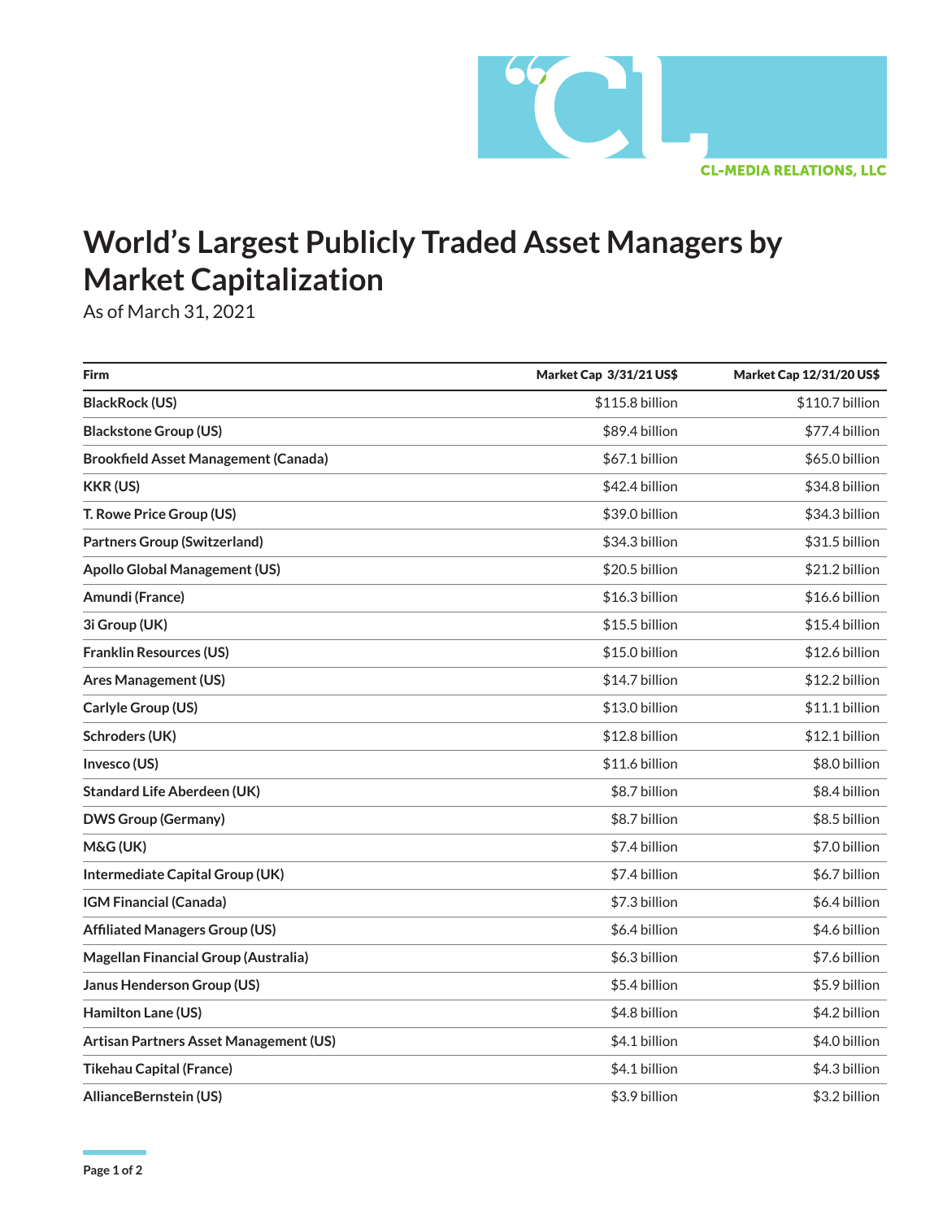CL-MEDIA RELATIONS, LLC

# World's Largest Publicly Traded Asset Managers by Market Capitalization

As of March 31, 2021

| Firm | Market Cap 3/31/21 US$ | Market Cap 12/31/20 US$ |
|---|---|---|
| **BlackRock (US)** | $115.8 billion | $110.7 billion |
| **Blackstone Group (US)** | $89.4 billion | $77.4 billion |
| **Brookfield Asset Management (Canada)** | $67.1 billion | $65.0 billion |
| **KKR (US)** | $42.4 billion | $34.8 billion |
| **T. Rowe Price Group (US)** | $39.0 billion | $34.3 billion |
| **Partners Group (Switzerland)** | $34.3 billion | $31.5 billion |
| **Apollo Global Management (US)** | $20.5 billion | $21.2 billion |
| **Amundi (France)** | $16.3 billion | $16.6 billion |
| **3i Group (UK)** | $15.5 billion | $15.4 billion |
| **Franklin Resources (US)** | $15.0 billion | $12.6 billion |
| **Ares Management (US)** | $14.7 billion | $12.2 billion |
| **Carlyle Group (US)** | $13.0 billion | $11.1 billion |
| **Schroders (UK)** | $12.8 billion | $12.1 billion |
| **Invesco (US)** | $11.6 billion | $8.0 billion |
| **Standard Life Aberdeen (UK)** | $8.7 billion | $8.4 billion |
| **DWS Group (Germany)** | $8.7 billion | $8.5 billion |
| **M&G (UK)** | $7.4 billion | $7.0 billion |
| **Intermediate Capital Group (UK)** | $7.4 billion | $6.7 billion |
| **IGM Financial (Canada)** | $7.3 billion | $6.4 billion |
| **Affiliated Managers Group (US)** | $6.4 billion | $4.6 billion |
| **Magellan Financial Group (Australia)** | $6.3 billion | $7.6 billion |
| **Janus Henderson Group (US)** | $5.4 billion | $5.9 billion |
| **Hamilton Lane (US)** | $4.8 billion | $4.2 billion |
| **Artisan Partners Asset Management (US)** | $4.1 billion | $4.0 billion |
| **Tikehau Capital (France)** | $4.1 billion | $4.3 billion |
| **AllianceBernstein (US)** | $3.9 billion | $3.2 billion |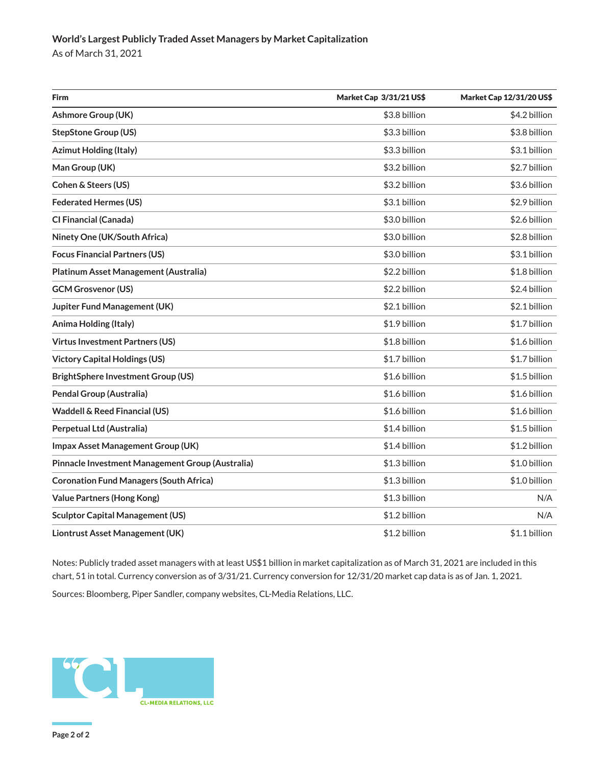**World's Largest Publicly Traded Asset Managers by Market Capitalization**

As of March 31, 2021

| Firm | Market Cap 3/31/21 US$ | Market Cap 12/31/20 US$ |
|---|---|---|
| **Ashmore Group (UK)** | $3.8 billion | $4.2 billion |
| **StepStone Group (US)** | $3.3 billion | $3.8 billion |
| **Azimut Holding (Italy)** | $3.3 billion | $3.1 billion |
| **Man Group (UK)** | $3.2 billion | $2.7 billion |
| **Cohen & Steers (US)** | $3.2 billion | $3.6 billion |
| **Federated Hermes (US)** | $3.1 billion | $2.9 billion |
| **CI Financial (Canada)** | $3.0 billion | $2.6 billion |
| **Ninety One (UK/South Africa)** | $3.0 billion | $2.8 billion |
| **Focus Financial Partners (US)** | $3.0 billion | $3.1 billion |
| **Platinum Asset Management (Australia)** | $2.2 billion | $1.8 billion |
| **GCM Grosvenor (US)** | $2.2 billion | $2.4 billion |
| **Jupiter Fund Management (UK)** | $2.1 billion | $2.1 billion |
| **Anima Holding (Italy)** | $1.9 billion | $1.7 billion |
| **Virtus Investment Partners (US)** | $1.8 billion | $1.6 billion |
| **Victory Capital Holdings (US)** | $1.7 billion | $1.7 billion |
| **BrightSphere Investment Group (US)** | $1.6 billion | $1.5 billion |
| **Pendal Group (Australia)** | $1.6 billion | $1.6 billion |
| **Waddell & Reed Financial (US)** | $1.6 billion | $1.6 billion |
| **Perpetual Ltd (Australia)** | $1.4 billion | $1.5 billion |
| **Impax Asset Management Group (UK)** | $1.4 billion | $1.2 billion |
| **Pinnacle Investment Management Group (Australia)** | $1.3 billion | $1.0 billion |
| **Coronation Fund Managers (South Africa)** | $1.3 billion | $1.0 billion |
| **Value Partners (Hong Kong)** | $1.3 billion | N/A |
| **Sculptor Capital Management (US)** | $1.2 billion | N/A |
| **Liontrust Asset Management (UK)** | $1.2 billion | $1.1 billion |

Notes: Publicly traded asset managers with at least US$1 billion in market capitalization as of March 31, 2021 are included in this chart, 51 in total. Currency conversion as of 3/31/21. Currency conversion for 12/31/20 market cap data is as of Jan. 1, 2021.

Sources: Bloomberg, Piper Sandler, company websites, CL-Media Relations, LLC.

CL-MEDIA RELATIONS, LLC